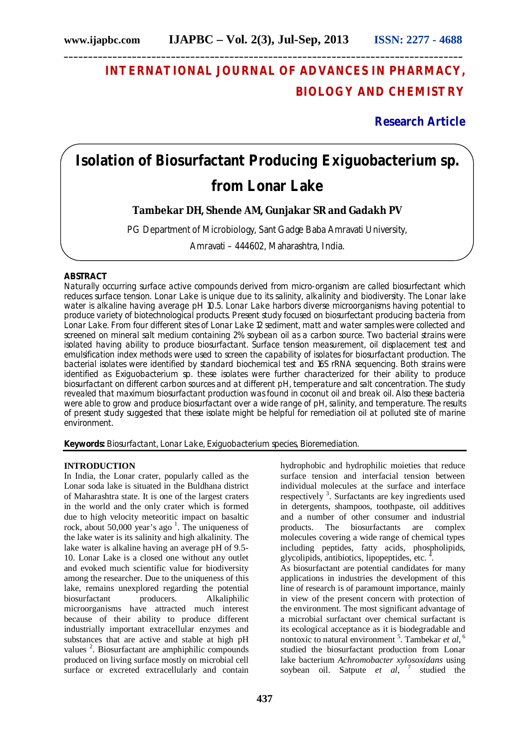# INTERNATIONAL JOURNAL OF ADVANCES IN PHARMACY, BIOLOGY AND CHEMISTRY

**Research Article**

# Isolation of Biosurfactant Producing Exiguobacterium sp. from Lonar Lake

**Tambekar DH, Shende AM, Gunjakar SR and Gadakh PV**

PG Department of Microbiology, Sant Gadge Baba Amravati University,

Amravati – 444602, Maharashtra, India.

## ABSTRACT

Naturally occurring surface active compounds derived from micro-organism are called biosurfactant which reduces surface tension. Lonar Lake is unique due to its salinity, alkalinity and biodiversity. The Lonar lake water is alkaline having average pH 10.5. Lonar Lake harbors diverse microorganisms having potential to produce variety of biotechnological products. Present study focused on biosurfactant producing bacteria from Lonar Lake. From four different sites of Lonar Lake 12 sediment, matt and water samples were collected and screened on mineral salt medium containing 2% soybean oil as a carbon source. Two bacterial strains were isolated having ability to produce biosurfactant. Surface tension measurement, oil displacement test and emulsification index methods were used to screen the capability of isolates for biosurfactant production. The bacterial isolates were identified by standard biochemical test and 16S rRNA sequencing. Both strains were identified as Exiguobacterium sp. these isolates were further characterized for their ability to produce biosurfactant on different carbon sources and at different pH, temperature and salt concentration. The study revealed that maximum biosurfactant production was found in coconut oil and break oil. Also these bacteria were able to grow and produce biosurfactant over a wide range of pH, salinity, and temperature. The results of present study suggested that these isolate might be helpful for remediation oil at polluted site of marine environment.

**Keywords:** Biosurfactant, Lonar Lake, Exiguobacterium species, Bioremediation.

## INTRODUCTION

In India, the Lonar crater, popularly called as the Lonar soda lake is situated in the Buldhana district of Maharashtra state. It is one of the largest craters in the world and the only crater which is formed due to high velocity meteoritic impact on basaltic rock, about 50,000 year's ago [1]. The uniqueness of the lake water is its salinity and high alkalinity. The lake water is alkaline having an average pH of 9.5-10. Lonar Lake is a closed one without any outlet and evoked much scientific value for biodiversity among the researcher. Due to the uniqueness of this lake, remains unexplored regarding the potential biosurfactant producers. Alkaliphilic microorganisms have attracted much interest because of their ability to produce different industrially important extracellular enzymes and substances that are active and stable at high pH values [2]. Biosurfactant are amphiphilic compounds produced on living surface mostly on microbial cell surface or excreted extracellularly and contain hydrophobic and hydrophilic moieties that reduce surface tension and interfacial tension between individual molecules at the surface and interface respectively [3]. Surfactants are key ingredients used in detergents, shampoos, toothpaste, oil additives and a number of other consumer and industrial products. The biosurfactants are complex molecules covering a wide range of chemical types including peptides, fatty acids, phospholipids, glycolipids, antibiotics, lipopeptides, etc. [4].

As biosurfactant are potential candidates for many applications in industries the development of this line of research is of paramount importance, mainly in view of the present concern with protection of the environment. The most significant advantage of a microbial surfactant over chemical surfactant is its ecological acceptance as it is biodegradable and nontoxic to natural environment [5]. Tambekar *et al*, [6] studied the biosurfactant production from Lonar lake bacterium *Achromobacter xylosoxidans* using soybean oil. Satpute *et al*, [7] studied the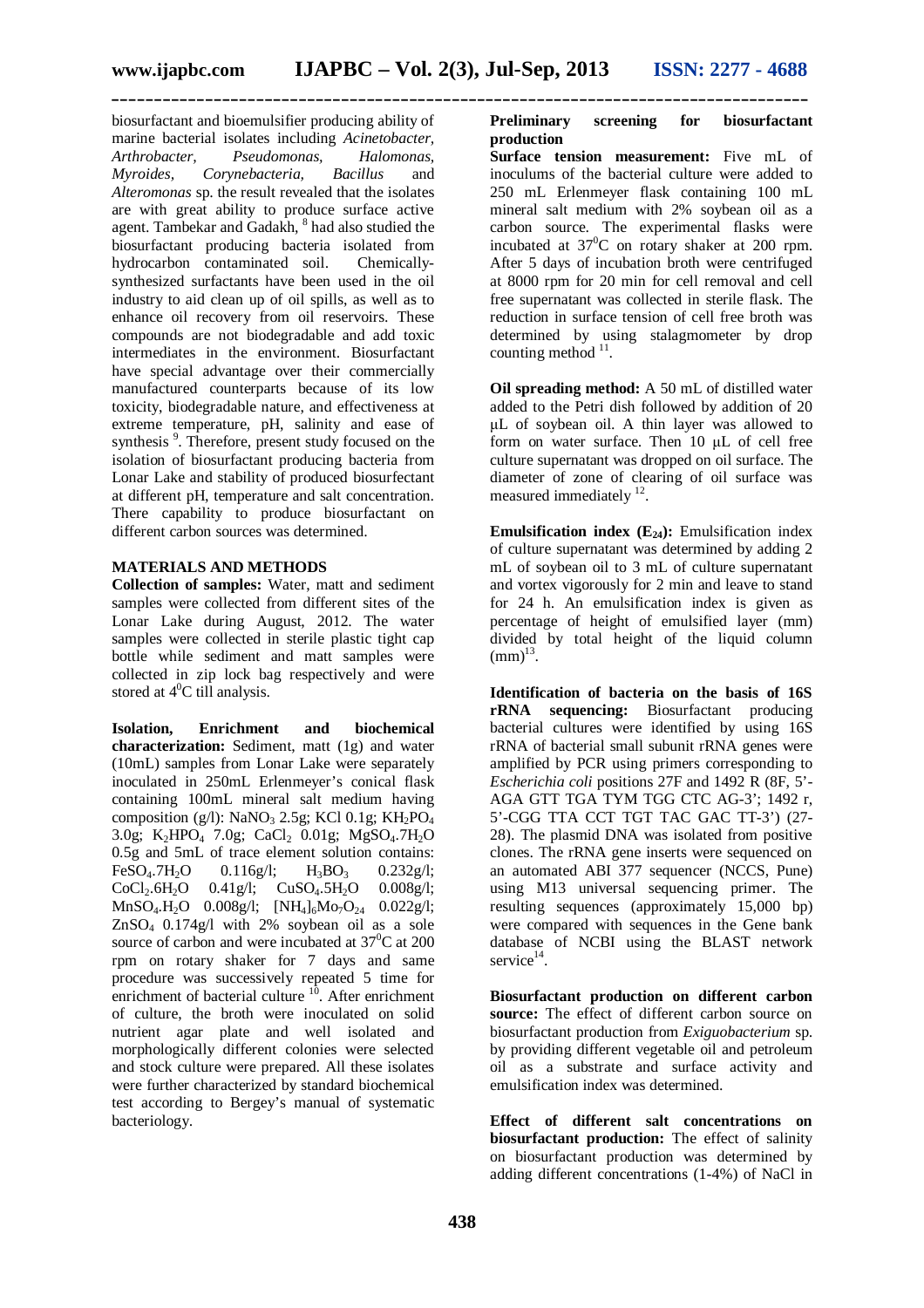biosurfactant and bioemulsifier producing ability of marine bacterial isolates including *Acinetobacter, Arthrobacter, Pseudomonas, Halomonas, Myroides, Corynebacteria, Bacillus* and *Alteromonas* sp. the result revealed that the isolates are with great ability to produce surface active agent. Tambekar and Gadakh, [8] had also studied the biosurfactant producing bacteria isolated from hydrocarbon contaminated soil. Chemically-synthesized surfactants have been used in the oil industry to aid clean up of oil spills, as well as to enhance oil recovery from oil reservoirs. These compounds are not biodegradable and add toxic intermediates in the environment. Biosurfactant have special advantage over their commercially manufactured counterparts because of its low toxicity, biodegradable nature, and effectiveness at extreme temperature, pH, salinity and ease of synthesis [9]. Therefore, present study focused on the isolation of biosurfactant producing bacteria from Lonar Lake and stability of produced biosurfectant at different pH, temperature and salt concentration. There capability to produce biosurfactant on different carbon sources was determined.

## MATERIALS AND METHODS

**Collection of samples:** Water, matt and sediment samples were collected from different sites of the Lonar Lake during August, 2012. The water samples were collected in sterile plastic tight cap bottle while sediment and matt samples were collected in zip lock bag respectively and were stored at $4^0$C till analysis.

**Isolation, Enrichment and biochemical characterization:** Sediment, matt (1g) and water (10mL) samples from Lonar Lake were separately inoculated in 250mL Erlenmeyer's conical flask containing 100mL mineral salt medium having composition (g/l): $NaNO_3$ 2.5g; KCl 0.1g; $KH_2PO_4$ 3.0g; $K_2HPO_4$ 7.0g; $CaCl_2$ 0.01g; $MgSO_4.7H_2O$ 0.5g and 5mL of trace element solution contains: $FeSO_4.7H_2O$ 0.116g/l; $H_3BO_3$ 0.232g/l; $CoCl_2.6H_2O$ 0.41g/l; $CuSO_4.5H_2O$ 0.008g/l; $MnSO_4.H_2O$ 0.008g/l; $[NH_4]_6Mo_7O_{24}$ 0.022g/l; $ZnSO_4$ 0.174g/l with 2% soybean oil as a sole source of carbon and were incubated at $37^0$C at 200 rpm on rotary shaker for 7 days and same procedure was successively repeated 5 time for enrichment of bacterial culture [10]. After enrichment of culture, the broth were inoculated on solid nutrient agar plate and well isolated and morphologically different colonies were selected and stock culture were prepared. All these isolates were further characterized by standard biochemical test according to Bergey's manual of systematic bacteriology.

**Preliminary screening for biosurfactant production**

**Surface tension measurement:** Five mL of inoculums of the bacterial culture were added to 250 mL Erlenmeyer flask containing 100 mL mineral salt medium with 2% soybean oil as a carbon source. The experimental flasks were incubated at $37^0$C on rotary shaker at 200 rpm. After 5 days of incubation broth were centrifuged at 8000 rpm for 20 min for cell removal and cell free supernatant was collected in sterile flask. The reduction in surface tension of cell free broth was determined by using stalagmometer by drop counting method [11].

**Oil spreading method:** A 50 mL of distilled water added to the Petri dish followed by addition of 20 μL of soybean oil. A thin layer was allowed to form on water surface. Then 10 μL of cell free culture supernatant was dropped on oil surface. The diameter of zone of clearing of oil surface was measured immediately [12].

**Emulsification index ($E_{24}$):** Emulsification index of culture supernatant was determined by adding 2 mL of soybean oil to 3 mL of culture supernatant and vortex vigorously for 2 min and leave to stand for 24 h. An emulsification index is given as percentage of height of emulsified layer (mm) divided by total height of the liquid column (mm)[13].

**Identification of bacteria on the basis of 16S rRNA sequencing:** Biosurfactant producing bacterial cultures were identified by using 16S rRNA of bacterial small subunit rRNA genes were amplified by PCR using primers corresponding to *Escherichia coli* positions 27F and 1492 R (8F, 5'-AGA GTT TGA TYM TGG CTC AG-3'; 1492 r, 5'-CGG TTA CCT TGT TAC GAC TT-3') (27-28). The plasmid DNA was isolated from positive clones. The rRNA gene inserts were sequenced on an automated ABI 377 sequencer (NCCS, Pune) using M13 universal sequencing primer. The resulting sequences (approximately 15,000 bp) were compared with sequences in the Gene bank database of NCBI using the BLAST network service[14].

**Biosurfactant production on different carbon source:** The effect of different carbon source on biosurfactant production from *Exiguobacterium* sp. by providing different vegetable oil and petroleum oil as a substrate and surface activity and emulsification index was determined.

**Effect of different salt concentrations on biosurfactant production:** The effect of salinity on biosurfactant production was determined by adding different concentrations (1-4%) of NaCl in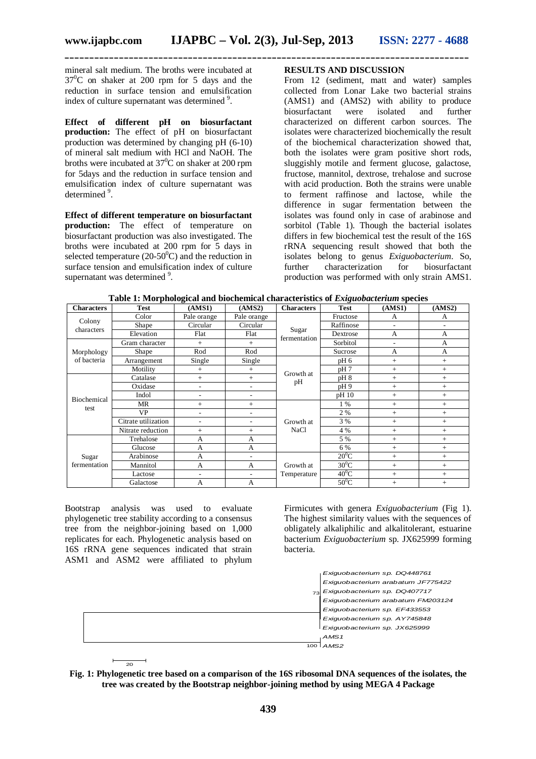mineral salt medium. The broths were incubated at $37^0$C on shaker at 200 rpm for 5 days and the reduction in surface tension and emulsification index of culture supernatant was determined [9].

**Effect of different pH on biosurfactant production:** The effect of pH on biosurfactant production was determined by changing pH (6-10) of mineral salt medium with HCl and NaOH. The broths were incubated at $37^0$C on shaker at 200 rpm for 5days and the reduction in surface tension and emulsification index of culture supernatant was determined [9].

**Effect of different temperature on biosurfactant production:** The effect of temperature on biosurfactant production was also investigated. The broths were incubated at 200 rpm for 5 days in selected temperature (20-50$^0$C) and the reduction in surface tension and emulsification index of culture supernatant was determined [9].

## RESULTS AND DISCUSSION

From 12 (sediment, matt and water) samples collected from Lonar Lake two bacterial strains (AMS1) and (AMS2) with ability to produce biosurfactant were isolated and further characterized on different carbon sources. The isolates were characterized biochemically the result of the biochemical characterization showed that, both the isolates were gram positive short rods, sluggishly motile and ferment glucose, galactose, fructose, mannitol, dextrose, trehalose and sucrose with acid production. Both the strains were unable to ferment raffinose and lactose, while the difference in sugar fermentation between the isolates was found only in case of arabinose and sorbitol (Table 1). Though the bacterial isolates differs in few biochemical test the result of the 16S rRNA sequencing result showed that both the isolates belong to genus *Exiguobacterium*. So, further characterization for biosurfactant production was performed with only strain AMS1.

**Table 1: Morphological and biochemical characteristics of *Exiguobacterium* species**

| Characters | Test | (AMS1) | (AMS2) | Characters | Test | (AMS1) | (AMS2) |
|---|---|---|---|---|---|---|---|
| Colony characters | Color | Pale orange | Pale orange | Sugar fermentation | Fructose | A | A |
| | Shape | Circular | Circular | | Raffinose | - | - |
| | Elevation | Flat | Flat | | Dextrose | A | A |
| Morphology of bacteria | Gram character | + | + | | Sorbitol | - | A |
| | Shape | Rod | Rod | | Sucrose | A | A |
| | Arrangement | Single | Single | Growth at pH | pH 6 | + | + |
| | Motility | + | + | | pH 7 | + | + |
| Biochemical test | Catalase | + | + | | pH 8 | + | + |
| | Oxidase | - | - | | pH 9 | + | + |
| | Indol | - | - | | pH 10 | + | + |
| | MR | + | + | Growth at NaCl | 1 % | + | + |
| | VP | - | - | | 2 % | + | + |
| | Citrate utilization | - | - | | 3 % | + | + |
| | Nitrate reduction | + | + | | 4 % | + | + |
| Sugar fermentation | Trehalose | A | A | | 5 % | + | + |
| | Glucose | A | A | | 6 % | + | + |
| | Arabinose | A | - | Growth at Temperature | $20^0$C | + | + |
| | Mannitol | A | A | | $30^0$C | + | + |
| | Lactose | - | - | | $40^0$C | + | + |
| | Galactose | A | A | | $50^0$C | + | + |

Bootstrap analysis was used to evaluate phylogenetic tree stability according to a consensus tree from the neighbor-joining based on 1,000 replicates for each. Phylogenetic analysis based on 16S rRNA gene sequences indicated that strain ASM1 and ASM2 were affiliated to phylum Firmicutes with genera *Exiguobacterium* (Fig 1). The highest similarity values with the sequences of obligately alkaliphilic and alkalitolerant, estuarine bacterium *Exiguobacterium* sp. JX625999 forming bacteria.

*Exiguobacterium sp. DQ448761*
*Exiguobacterium arabatum JF775422*
73 *Exiguobacterium sp. DQ407717*
*Exiguobacterium arabatum FM203124*
*Exiguobacterium sp. EF433553*
*Exiguobacterium sp. AY745848*
*Exiguobacterium sp. JX625999*
*AMS1*
100 *AMS2*

20

**Fig. 1: Phylogenetic tree based on a comparison of the 16S ribosomal DNA sequences of the isolates, the tree was created by the Bootstrap neighbor-joining method by using MEGA 4 Package**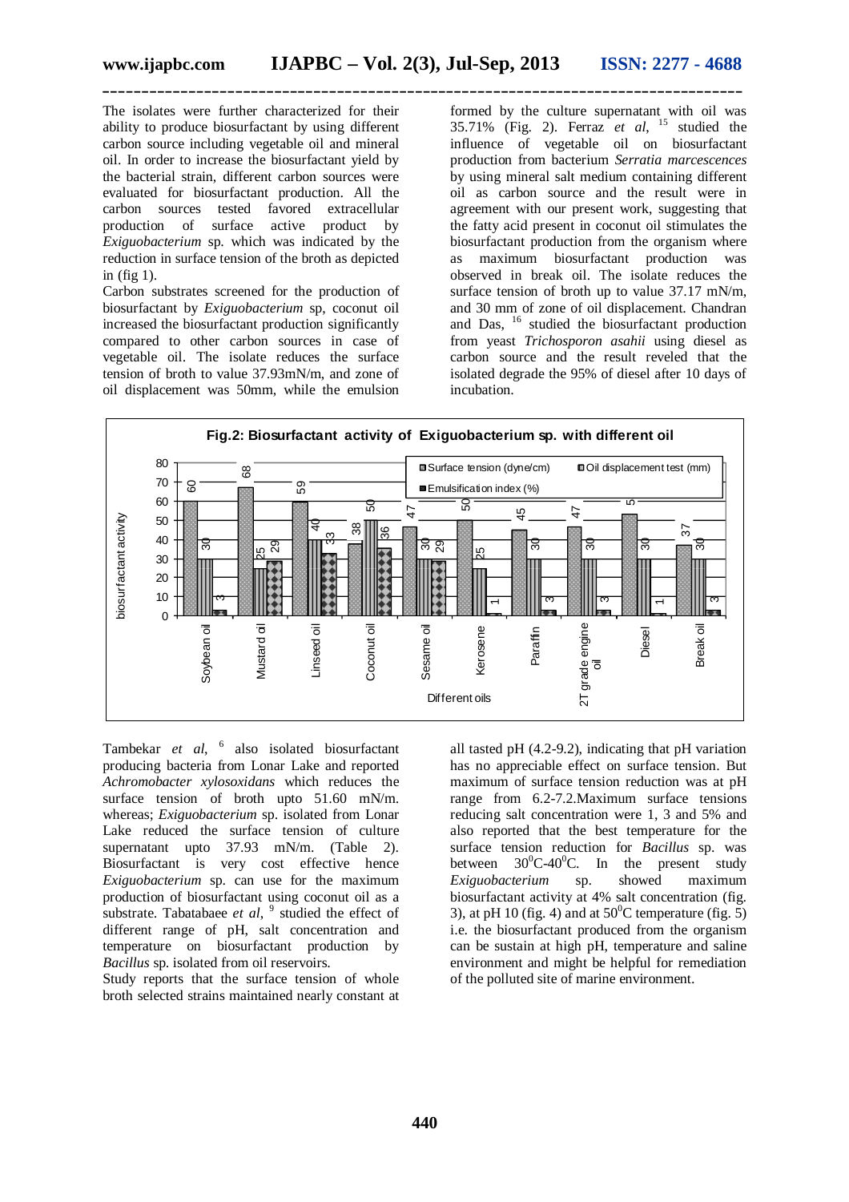The isolates were further characterized for their ability to produce biosurfactant by using different carbon source including vegetable oil and mineral oil. In order to increase the biosurfactant yield by the bacterial strain, different carbon sources were evaluated for biosurfactant production. All the carbon sources tested favored extracellular production of surface active product by *Exiguobacterium* sp. which was indicated by the reduction in surface tension of the broth as depicted in (fig 1).

Carbon substrates screened for the production of biosurfactant by *Exiguobacterium* sp, coconut oil increased the biosurfactant production significantly compared to other carbon sources in case of vegetable oil. The isolate reduces the surface tension of broth to value 37.93mN/m, and zone of oil displacement was 50mm, while the emulsion formed by the culture supernatant with oil was 35.71% (Fig. 2). Ferraz *et al*, [15] studied the influence of vegetable oil on biosurfactant production from bacterium *Serratia marcescences* by using mineral salt medium containing different oil as carbon source and the result were in agreement with our present work, suggesting that the fatty acid present in coconut oil stimulates the biosurfactant production from the organism where as maximum biosurfactant production was observed in break oil. The isolate reduces the surface tension of broth up to value 37.17 mN/m, and 30 mm of zone of oil displacement. Chandran and Das, [16] studied the biosurfactant production from yeast *Trichosporon asahii* using diesel as carbon source and the result reveled that the isolated degrade the 95% of diesel after 10 days of incubation.

**Fig.2: Biosurfactant activity of Exiguobacterium sp. with different oil**

| Different oils | Surface tension (dyne/cm) | Oil displacement test (mm) | Emulsification index (%) |
|---|---|---|---|
| Soybean oil | 60 | 30 | 3 |
| Mustard oil | 68 | 25 | 29 |
| Linseed oil | 59 | 40 | 33 |
| Coconut oil | 38 | 50 | 36 |
| Sesame oil | 47 | 30 | 29 |
| Kerosene | 50 | 25 | 1 |
| Paraffin | 45 | 30 | 3 |
| 2T grade engine oil | 47 | 30 | 3 |
| Diesel | 5 | 30 | 1 |
| Break oil | 37 | 30 | 3 |

Tambekar *et al*, [6] also isolated biosurfactant producing bacteria from Lonar Lake and reported *Achromobacter xylosoxidans* which reduces the surface tension of broth upto 51.60 mN/m. whereas; *Exiguobacterium* sp. isolated from Lonar Lake reduced the surface tension of culture supernatant upto 37.93 mN/m. (Table 2). Biosurfactant is very cost effective hence *Exiguobacterium* sp. can use for the maximum production of biosurfactant using coconut oil as a substrate. Tabatabaee *et al*, [9] studied the effect of different range of pH, salt concentration and temperature on biosurfactant production by *Bacillus* sp. isolated from oil reservoirs.

Study reports that the surface tension of whole broth selected strains maintained nearly constant at all tasted pH (4.2-9.2), indicating that pH variation has no appreciable effect on surface tension. But maximum of surface tension reduction was at pH range from 6.2-7.2.Maximum surface tensions reducing salt concentration were 1, 3 and 5% and also reported that the best temperature for the surface tension reduction for *Bacillus* sp. was between $30^0$C-$40^0$C. In the present study *Exiguobacterium* sp. showed maximum biosurfactant activity at 4% salt concentration (fig. 3), at pH 10 (fig. 4) and at $50^0$C temperature (fig. 5) i.e. the biosurfactant produced from the organism can be sustain at high pH, temperature and saline environment and might be helpful for remediation of the polluted site of marine environment.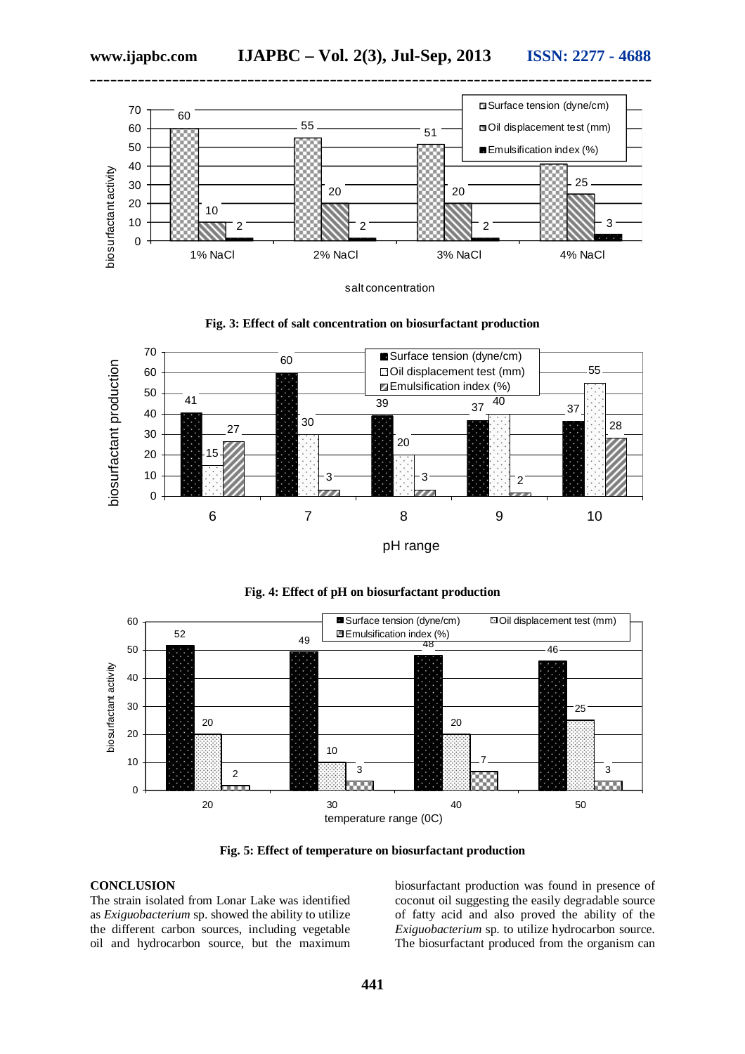**Fig. 3: Effect of salt concentration on biosurfactant production**

**Fig. 4: Effect of pH on biosurfactant production**

**Fig. 5: Effect of temperature on biosurfactant production**

## CONCLUSION

The strain isolated from Lonar Lake was identified as *Exiguobacterium* sp. showed the ability to utilize the different carbon sources, including vegetable oil and hydrocarbon source, but the maximum biosurfactant production was found in presence of coconut oil suggesting the easily degradable source of fatty acid and also proved the ability of the *Exiguobacterium* sp. to utilize hydrocarbon source. The biosurfactant produced from the organism can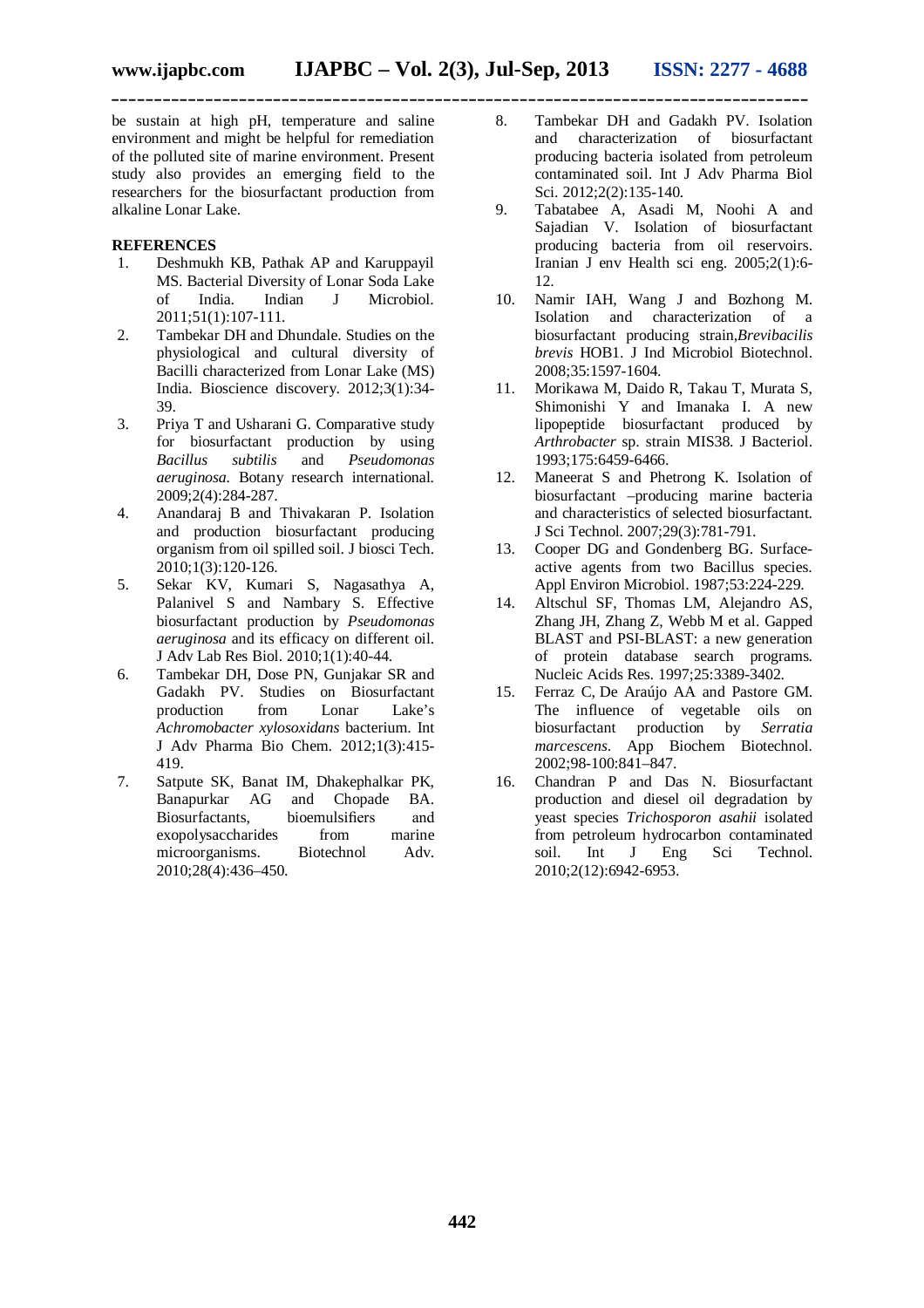be sustain at high pH, temperature and saline environment and might be helpful for remediation of the polluted site of marine environment. Present study also provides an emerging field to the researchers for the biosurfactant production from alkaline Lonar Lake.

## REFERENCES

1. Deshmukh KB, Pathak AP and Karuppayil MS. Bacterial Diversity of Lonar Soda Lake of India. Indian J Microbiol. 2011;51(1):107-111.
2. Tambekar DH and Dhundale. Studies on the physiological and cultural diversity of Bacilli characterized from Lonar Lake (MS) India. Bioscience discovery. 2012;3(1):34-39.
3. Priya T and Usharani G. Comparative study for biosurfactant production by using *Bacillus subtilis* and *Pseudomonas aeruginosa.* Botany research international. 2009;2(4):284-287.
4. Anandaraj B and Thivakaran P. Isolation and production biosurfactant producing organism from oil spilled soil. J biosci Tech. 2010;1(3):120-126.
5. Sekar KV, Kumari S, Nagasathya A, Palanivel S and Nambary S. Effective biosurfactant production by *Pseudomonas aeruginosa* and its efficacy on different oil. J Adv Lab Res Biol. 2010;1(1):40-44.
6. Tambekar DH, Dose PN, Gunjakar SR and Gadakh PV. Studies on Biosurfactant production from Lonar Lake's *Achromobacter xylosoxidans* bacterium. Int J Adv Pharma Bio Chem. 2012;1(3):415-419.
7. Satpute SK, Banat IM, Dhakephalkar PK, Banapurkar AG and Chopade BA. Biosurfactants, bioemulsifiers and exopolysaccharides from marine microorganisms. Biotechnol Adv. 2010;28(4):436–450.
8. Tambekar DH and Gadakh PV. Isolation and characterization of biosurfactant producing bacteria isolated from petroleum contaminated soil. Int J Adv Pharma Biol Sci. 2012;2(2):135-140.
9. Tabatabee A, Asadi M, Noohi A and Sajadian V. Isolation of biosurfactant producing bacteria from oil reservoirs. Iranian J env Health sci eng. 2005;2(1):6-12.
10. Namir IAH, Wang J and Bozhong M. Isolation and characterization of a biosurfactant producing strain,*Brevibacilis brevis* HOB1. J Ind Microbiol Biotechnol. 2008;35:1597-1604.
11. Morikawa M, Daido R, Takau T, Murata S, Shimonishi Y and Imanaka I. A new lipopeptide biosurfactant produced by *Arthrobacter* sp. strain MIS38. J Bacteriol. 1993;175:6459-6466.
12. Maneerat S and Phetrong K. Isolation of biosurfactant –producing marine bacteria and characteristics of selected biosurfactant. J Sci Technol. 2007;29(3):781-791.
13. Cooper DG and Gondenberg BG. Surface-active agents from two Bacillus species. Appl Environ Microbiol. 1987;53:224-229.
14. Altschul SF, Thomas LM, Alejandro AS, Zhang JH, Zhang Z, Webb M et al. Gapped BLAST and PSI-BLAST: a new generation of protein database search programs. Nucleic Acids Res. 1997;25:3389-3402.
15. Ferraz C, De Araújo AA and Pastore GM. The influence of vegetable oils on biosurfactant production by *Serratia marcescens*. App Biochem Biotechnol. 2002;98-100:841–847.
16. Chandran P and Das N. Biosurfactant production and diesel oil degradation by yeast species *Trichosporon asahii* isolated from petroleum hydrocarbon contaminated soil. Int J Eng Sci Technol. 2010;2(12):6942-6953.